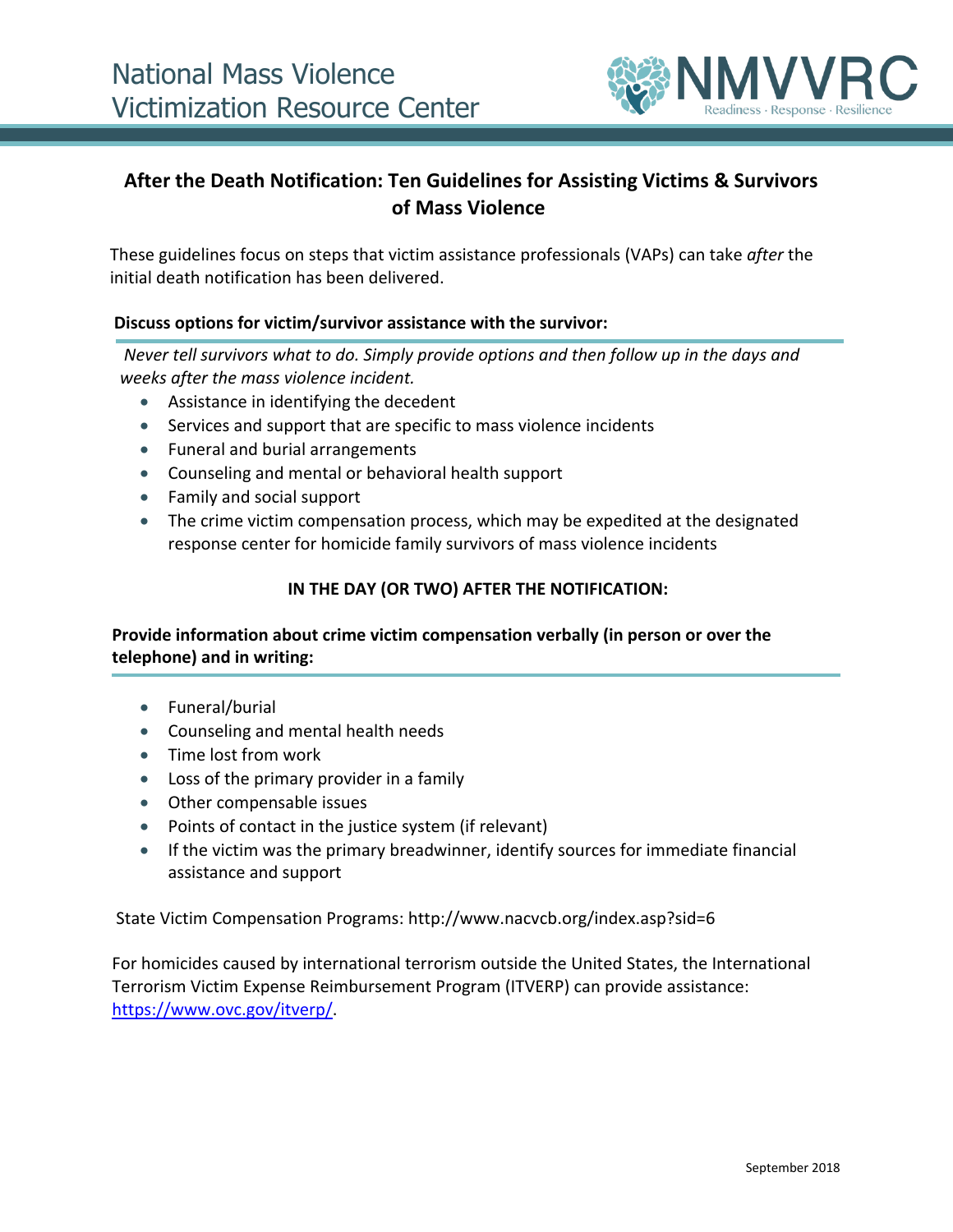National Mass Violence Victimization Resource Center

NMVVRC
Readiness · Response · Resilience

# After the Death Notification: Ten Guidelines for Assisting Victims & Survivors of Mass Violence

These guidelines focus on steps that victim assistance professionals (VAPs) can take *after* the initial death notification has been delivered.

## Discuss options for victim/survivor assistance with the survivor:

*Never tell survivors what to do. Simply provide options and then follow up in the days and weeks after the mass violence incident.*

- Assistance in identifying the decedent
- Services and support that are specific to mass violence incidents
- Funeral and burial arrangements
- Counseling and mental or behavioral health support
- Family and social support
- The crime victim compensation process, which may be expedited at the designated response center for homicide family survivors of mass violence incidents

### IN THE DAY (OR TWO) AFTER THE NOTIFICATION:

## Provide information about crime victim compensation verbally (in person or over the telephone) and in writing:

- Funeral/burial
- Counseling and mental health needs
- Time lost from work
- Loss of the primary provider in a family
- Other compensable issues
- Points of contact in the justice system (if relevant)
- If the victim was the primary breadwinner, identify sources for immediate financial assistance and support

State Victim Compensation Programs: http://www.nacvcb.org/index.asp?sid=6

For homicides caused by international terrorism outside the United States, the International Terrorism Victim Expense Reimbursement Program (ITVERP) can provide assistance: [https://www.ovc.gov/itverp/](https://www.ovc.gov/itverp/).

September 2018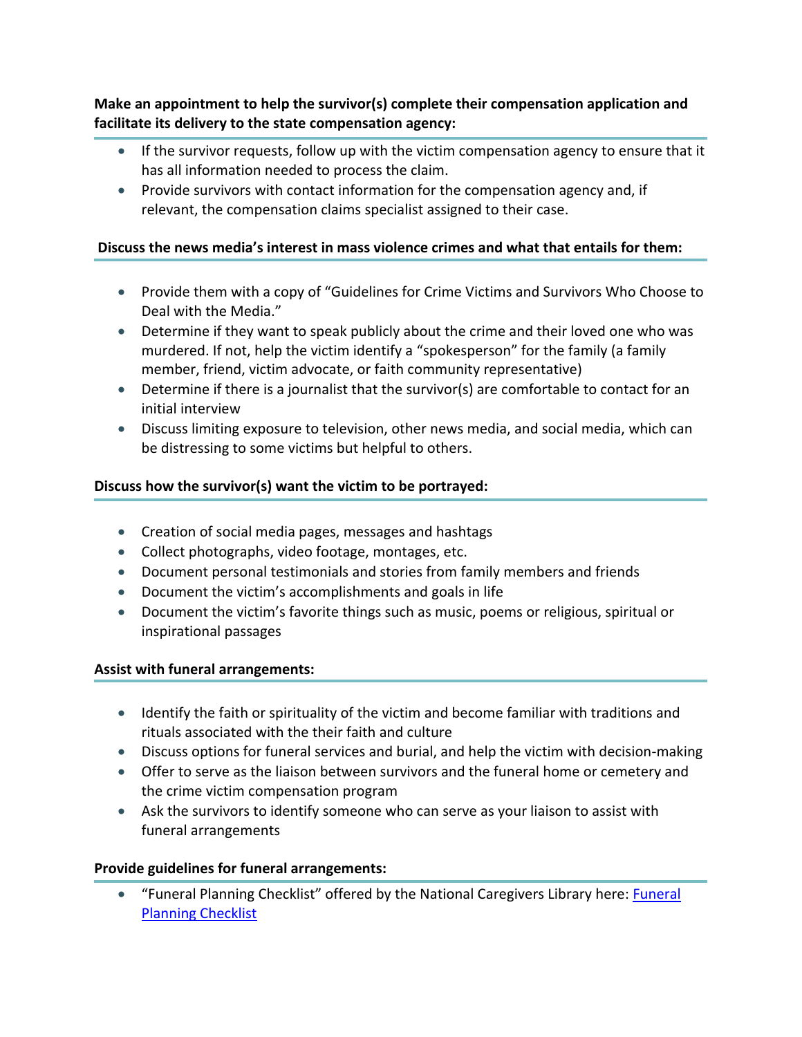**Make an appointment to help the survivor(s) complete their compensation application and facilitate its delivery to the state compensation agency:**

- If the survivor requests, follow up with the victim compensation agency to ensure that it has all information needed to process the claim.
- Provide survivors with contact information for the compensation agency and, if relevant, the compensation claims specialist assigned to their case.

**Discuss the news media's interest in mass violence crimes and what that entails for them:**

- Provide them with a copy of "Guidelines for Crime Victims and Survivors Who Choose to Deal with the Media."
- Determine if they want to speak publicly about the crime and their loved one who was murdered. If not, help the victim identify a "spokesperson" for the family (a family member, friend, victim advocate, or faith community representative)
- Determine if there is a journalist that the survivor(s) are comfortable to contact for an initial interview
- Discuss limiting exposure to television, other news media, and social media, which can be distressing to some victims but helpful to others.

**Discuss how the survivor(s) want the victim to be portrayed:**

- Creation of social media pages, messages and hashtags
- Collect photographs, video footage, montages, etc.
- Document personal testimonials and stories from family members and friends
- Document the victim's accomplishments and goals in life
- Document the victim's favorite things such as music, poems or religious, spiritual or inspirational passages

**Assist with funeral arrangements:**

- Identify the faith or spirituality of the victim and become familiar with traditions and rituals associated with the their faith and culture
- Discuss options for funeral services and burial, and help the victim with decision-making
- Offer to serve as the liaison between survivors and the funeral home or cemetery and the crime victim compensation program
- Ask the survivors to identify someone who can serve as your liaison to assist with funeral arrangements

**Provide guidelines for funeral arrangements:**

- "Funeral Planning Checklist" offered by the National Caregivers Library here: [Funeral Planning Checklist]()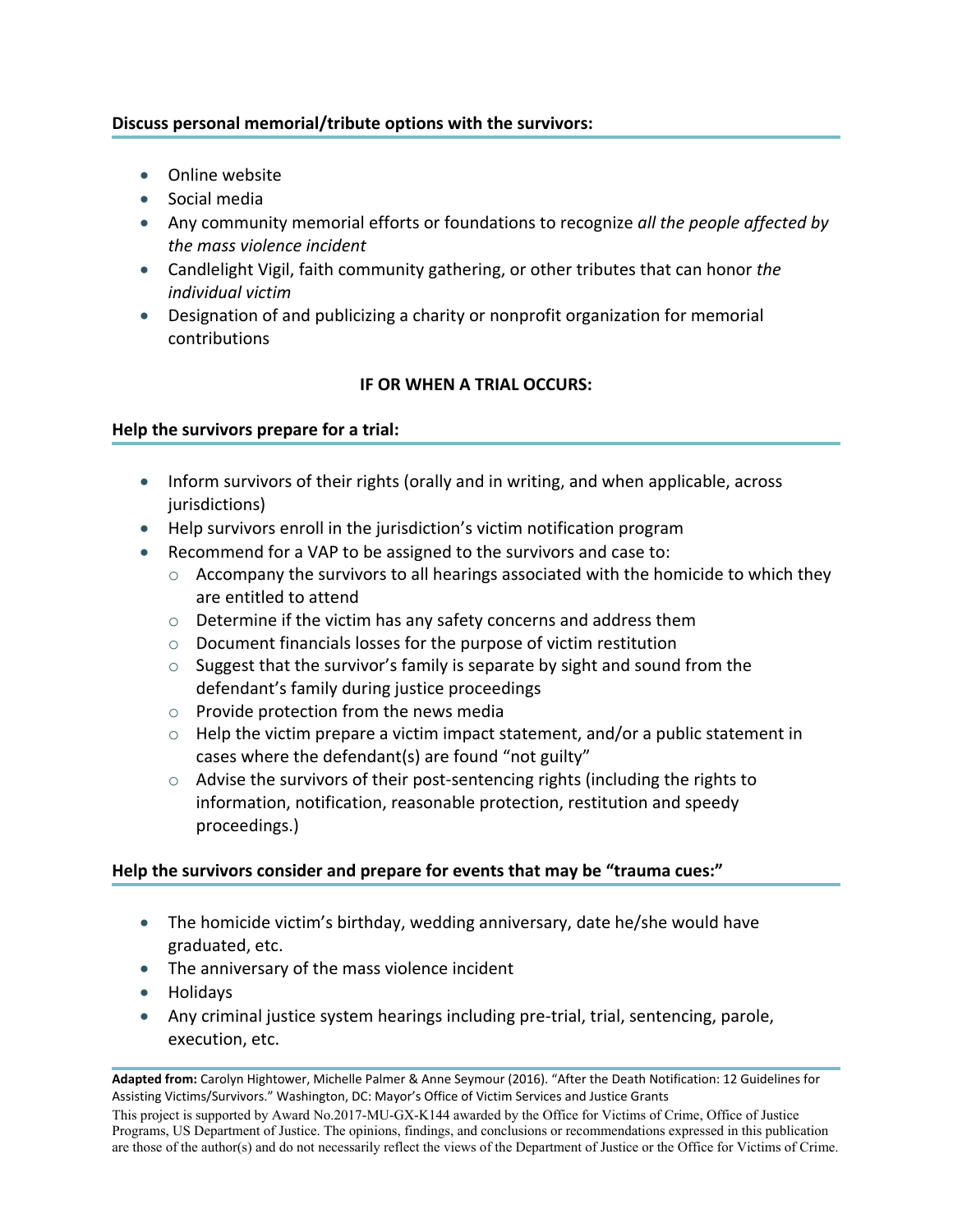**Discuss personal memorial/tribute options with the survivors:**

- Online website
- Social media
- Any community memorial efforts or foundations to recognize *all the people affected by the mass violence incident*
- Candlelight Vigil, faith community gathering, or other tributes that can honor *the individual victim*
- Designation of and publicizing a charity or nonprofit organization for memorial contributions

**IF OR WHEN A TRIAL OCCURS:**

**Help the survivors prepare for a trial:**

- Inform survivors of their rights (orally and in writing, and when applicable, across jurisdictions)
- Help survivors enroll in the jurisdiction's victim notification program
- Recommend for a VAP to be assigned to the survivors and case to:
  - Accompany the survivors to all hearings associated with the homicide to which they are entitled to attend
  - Determine if the victim has any safety concerns and address them
  - Document financials losses for the purpose of victim restitution
  - Suggest that the survivor's family is separate by sight and sound from the defendant's family during justice proceedings
  - Provide protection from the news media
  - Help the victim prepare a victim impact statement, and/or a public statement in cases where the defendant(s) are found "not guilty"
  - Advise the survivors of their post-sentencing rights (including the rights to information, notification, reasonable protection, restitution and speedy proceedings.)

**Help the survivors consider and prepare for events that may be "trauma cues:"**

- The homicide victim's birthday, wedding anniversary, date he/she would have graduated, etc.
- The anniversary of the mass violence incident
- Holidays
- Any criminal justice system hearings including pre-trial, trial, sentencing, parole, execution, etc.

**Adapted from:** Carolyn Hightower, Michelle Palmer & Anne Seymour (2016). "After the Death Notification: 12 Guidelines for Assisting Victims/Survivors." Washington, DC: Mayor's Office of Victim Services and Justice Grants

This project is supported by Award No.2017-MU-GX-K144 awarded by the Office for Victims of Crime, Office of Justice Programs, US Department of Justice. The opinions, findings, and conclusions or recommendations expressed in this publication are those of the author(s) and do not necessarily reflect the views of the Department of Justice or the Office for Victims of Crime.